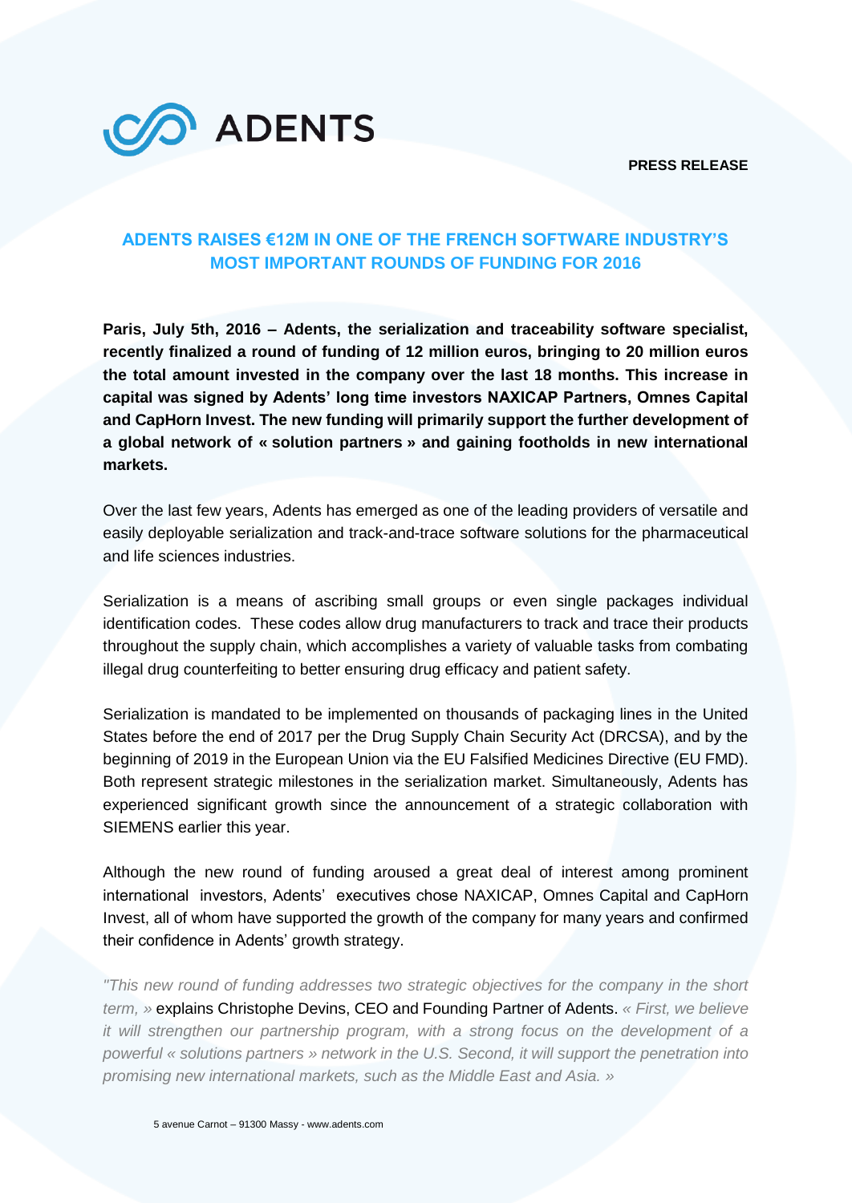ADENTS

**PRESS RELEASE**

# ADENTS RAISES €12M IN ONE OF THE FRENCH SOFTWARE INDUSTRY'S MOST IMPORTANT ROUNDS OF FUNDING FOR 2016

**Paris, July 5th, 2016 – Adents, the serialization and traceability software specialist, recently finalized a round of funding of 12 million euros, bringing to 20 million euros the total amount invested in the company over the last 18 months. This increase in capital was signed by Adents' long time investors NAXICAP Partners, Omnes Capital and CapHorn Invest. The new funding will primarily support the further development of a global network of « solution partners » and gaining footholds in new international markets.**

Over the last few years, Adents has emerged as one of the leading providers of versatile and easily deployable serialization and track-and-trace software solutions for the pharmaceutical and life sciences industries.

Serialization is a means of ascribing small groups or even single packages individual identification codes. These codes allow drug manufacturers to track and trace their products throughout the supply chain, which accomplishes a variety of valuable tasks from combating illegal drug counterfeiting to better ensuring drug efficacy and patient safety.

Serialization is mandated to be implemented on thousands of packaging lines in the United States before the end of 2017 per the Drug Supply Chain Security Act (DRCSA), and by the beginning of 2019 in the European Union via the EU Falsified Medicines Directive (EU FMD). Both represent strategic milestones in the serialization market. Simultaneously, Adents has experienced significant growth since the announcement of a strategic collaboration with SIEMENS earlier this year.

Although the new round of funding aroused a great deal of interest among prominent international investors, Adents' executives chose NAXICAP, Omnes Capital and CapHorn Invest, all of whom have supported the growth of the company for many years and confirmed their confidence in Adents' growth strategy.

*"This new round of funding addresses two strategic objectives for the company in the short term, »* explains Christophe Devins, CEO and Founding Partner of Adents. *« First, we believe it will strengthen our partnership program, with a strong focus on the development of a powerful « solutions partners » network in the U.S. Second, it will support the penetration into promising new international markets, such as the Middle East and Asia. »*

5 avenue Carnot – 91300 Massy - www.adents.com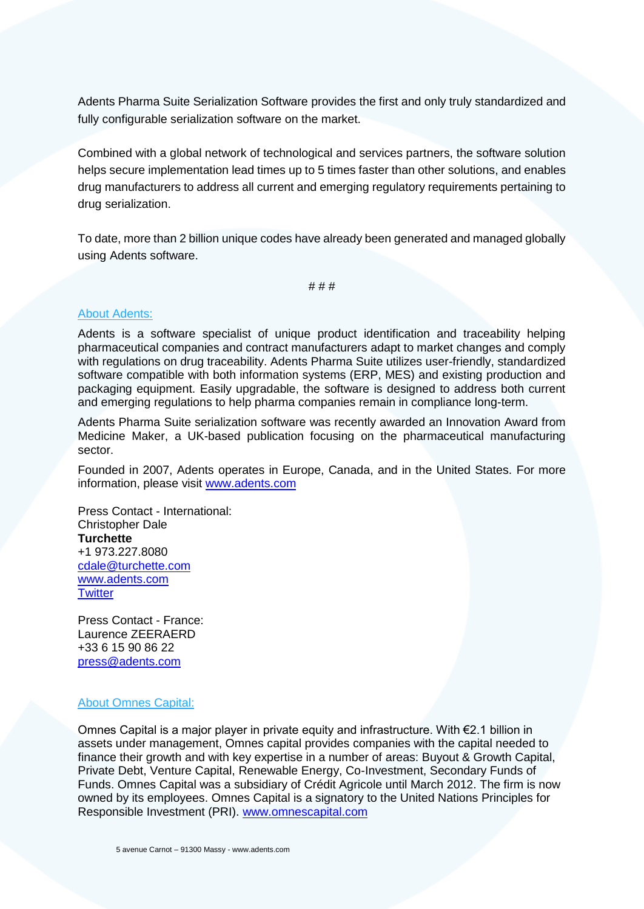Adents Pharma Suite Serialization Software provides the first and only truly standardized and fully configurable serialization software on the market.

Combined with a global network of technological and services partners, the software solution helps secure implementation lead times up to 5 times faster than other solutions, and enables drug manufacturers to address all current and emerging regulatory requirements pertaining to drug serialization.

To date, more than 2 billion unique codes have already been generated and managed globally using Adents software.

# # #

## About Adents:

Adents is a software specialist of unique product identification and traceability helping pharmaceutical companies and contract manufacturers adapt to market changes and comply with regulations on drug traceability. Adents Pharma Suite utilizes user-friendly, standardized software compatible with both information systems (ERP, MES) and existing production and packaging equipment. Easily upgradable, the software is designed to address both current and emerging regulations to help pharma companies remain in compliance long-term.

Adents Pharma Suite serialization software was recently awarded an Innovation Award from Medicine Maker, a UK-based publication focusing on the pharmaceutical manufacturing sector.

Founded in 2007, Adents operates in Europe, Canada, and in the United States. For more information, please visit www.adents.com

Press Contact - International:
Christopher Dale
**Turchette**
+1 973.227.8080
cdale@turchette.com
www.adents.com
Twitter

Press Contact - France:
Laurence ZEERAERD
+33 6 15 90 86 22
press@adents.com

## About Omnes Capital:

Omnes Capital is a major player in private equity and infrastructure. With €2.1 billion in assets under management, Omnes capital provides companies with the capital needed to finance their growth and with key expertise in a number of areas: Buyout & Growth Capital, Private Debt, Venture Capital, Renewable Energy, Co-Investment, Secondary Funds of Funds. Omnes Capital was a subsidiary of Crédit Agricole until March 2012. The firm is now owned by its employees. Omnes Capital is a signatory to the United Nations Principles for Responsible Investment (PRI). www.omnescapital.com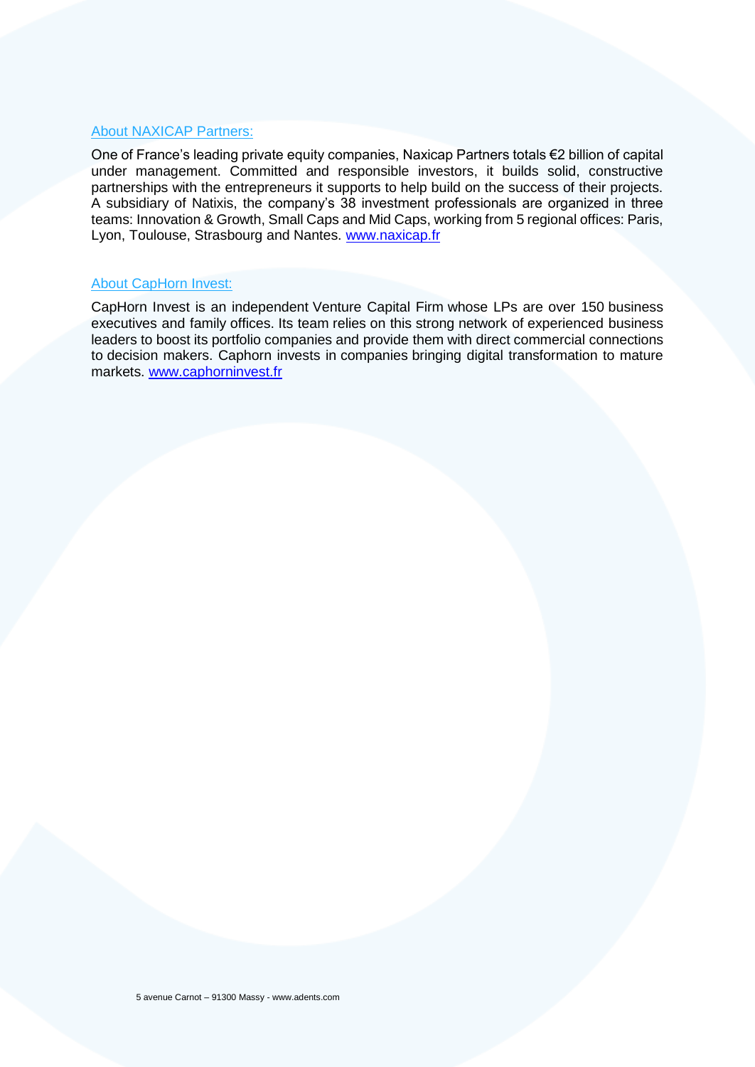## About NAXICAP Partners:

One of France's leading private equity companies, Naxicap Partners totals €2 billion of capital under management. Committed and responsible investors, it builds solid, constructive partnerships with the entrepreneurs it supports to help build on the success of their projects. A subsidiary of Natixis, the company's 38 investment professionals are organized in three teams: Innovation & Growth, Small Caps and Mid Caps, working from 5 regional offices: Paris, Lyon, Toulouse, Strasbourg and Nantes. [www.naxicap.fr](http://www.naxicap.fr)

## About CapHorn Invest:

CapHorn Invest is an independent Venture Capital Firm whose LPs are over 150 business executives and family offices. Its team relies on this strong network of experienced business leaders to boost its portfolio companies and provide them with direct commercial connections to decision makers. Caphorn invests in companies bringing digital transformation to mature markets. [www.caphorninvest.fr](http://www.caphorninvest.fr)